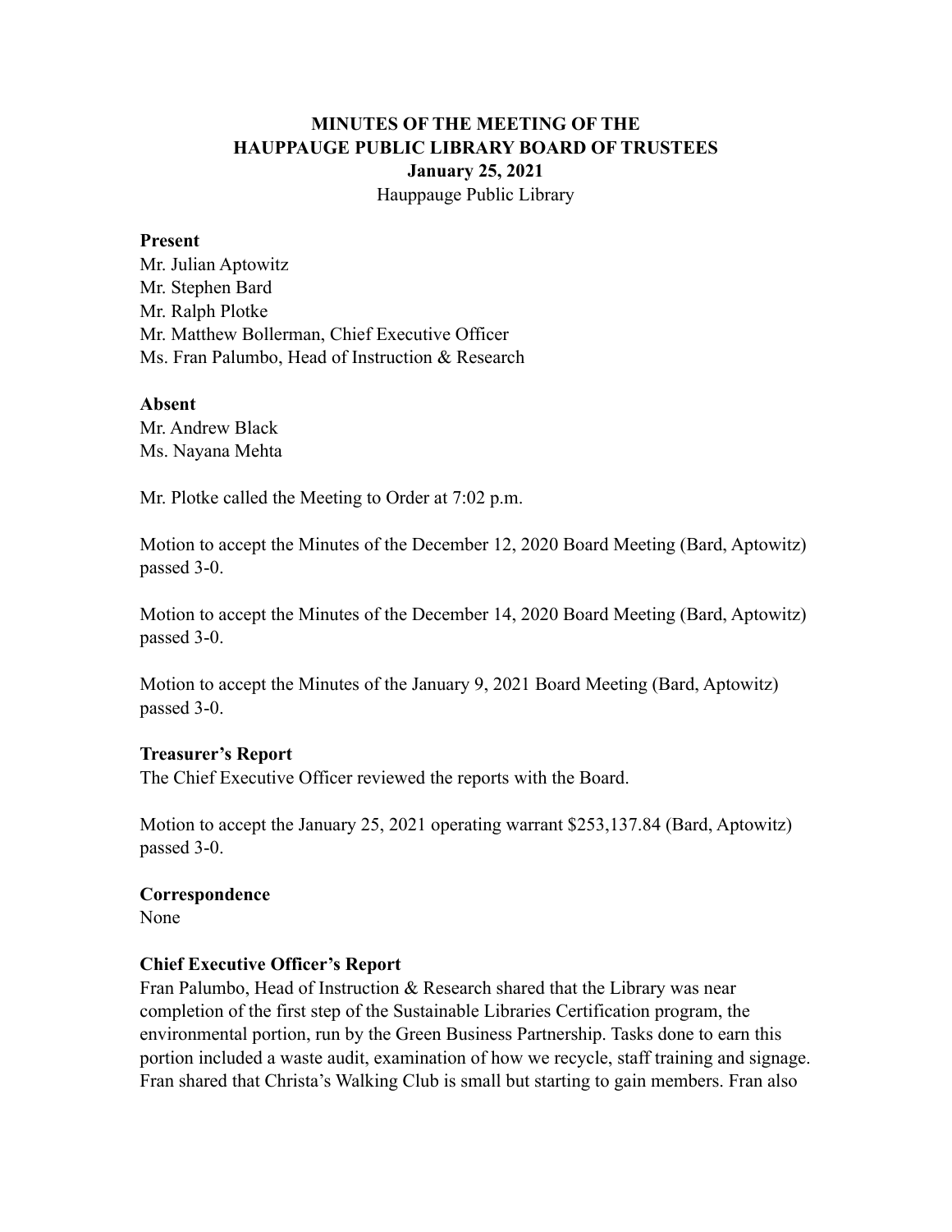# MINUTES OF THE MEETING OF THE HAUPPAUGE PUBLIC LIBRARY BOARD OF TRUSTEES
## January 25, 2021
Hauppauge Public Library

**Present**
Mr. Julian Aptowitz
Mr. Stephen Bard
Mr. Ralph Plotke
Mr. Matthew Bollerman, Chief Executive Officer
Ms. Fran Palumbo, Head of Instruction & Research

**Absent**
Mr. Andrew Black
Ms. Nayana Mehta

Mr. Plotke called the Meeting to Order at 7:02 p.m.

Motion to accept the Minutes of the December 12, 2020 Board Meeting (Bard, Aptowitz) passed 3-0.

Motion to accept the Minutes of the December 14, 2020 Board Meeting (Bard, Aptowitz) passed 3-0.

Motion to accept the Minutes of the January 9, 2021 Board Meeting (Bard, Aptowitz) passed 3-0.

**Treasurer's Report**
The Chief Executive Officer reviewed the reports with the Board.

Motion to accept the January 25, 2021 operating warrant $253,137.84 (Bard, Aptowitz) passed 3-0.

**Correspondence**
None

**Chief Executive Officer's Report**
Fran Palumbo, Head of Instruction & Research shared that the Library was near completion of the first step of the Sustainable Libraries Certification program, the environmental portion, run by the Green Business Partnership. Tasks done to earn this portion included a waste audit, examination of how we recycle, staff training and signage. Fran shared that Christa's Walking Club is small but starting to gain members. Fran also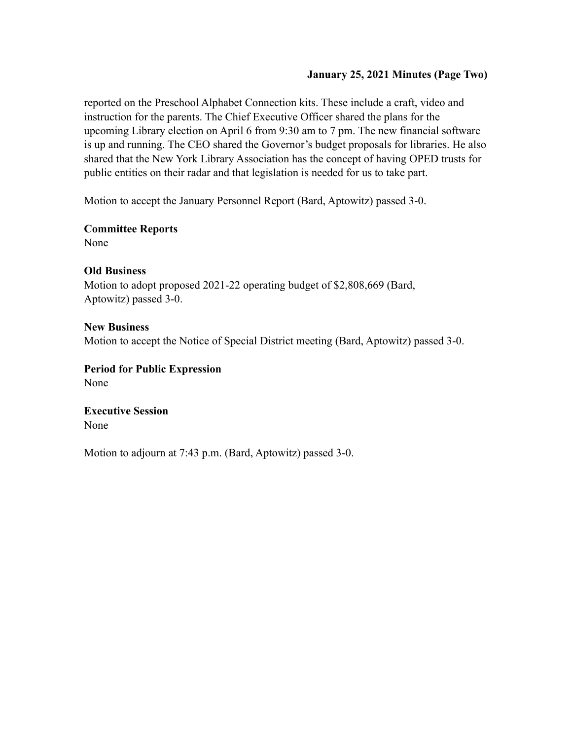reported on the Preschool Alphabet Connection kits. These include a craft, video and instruction for the parents. The Chief Executive Officer shared the plans for the upcoming Library election on April 6 from 9:30 am to 7 pm. The new financial software is up and running. The CEO shared the Governor's budget proposals for libraries. He also shared that the New York Library Association has the concept of having OPED trusts for public entities on their radar and that legislation is needed for us to take part.

Motion to accept the January Personnel Report (Bard, Aptowitz) passed 3-0.

**Committee Reports**
None

**Old Business**
Motion to adopt proposed 2021-22 operating budget of $2,808,669 (Bard, Aptowitz) passed 3-0.

**New Business**
Motion to accept the Notice of Special District meeting (Bard, Aptowitz) passed 3-0.

**Period for Public Expression**
None

**Executive Session**
None

Motion to adjourn at 7:43 p.m. (Bard, Aptowitz) passed 3-0.